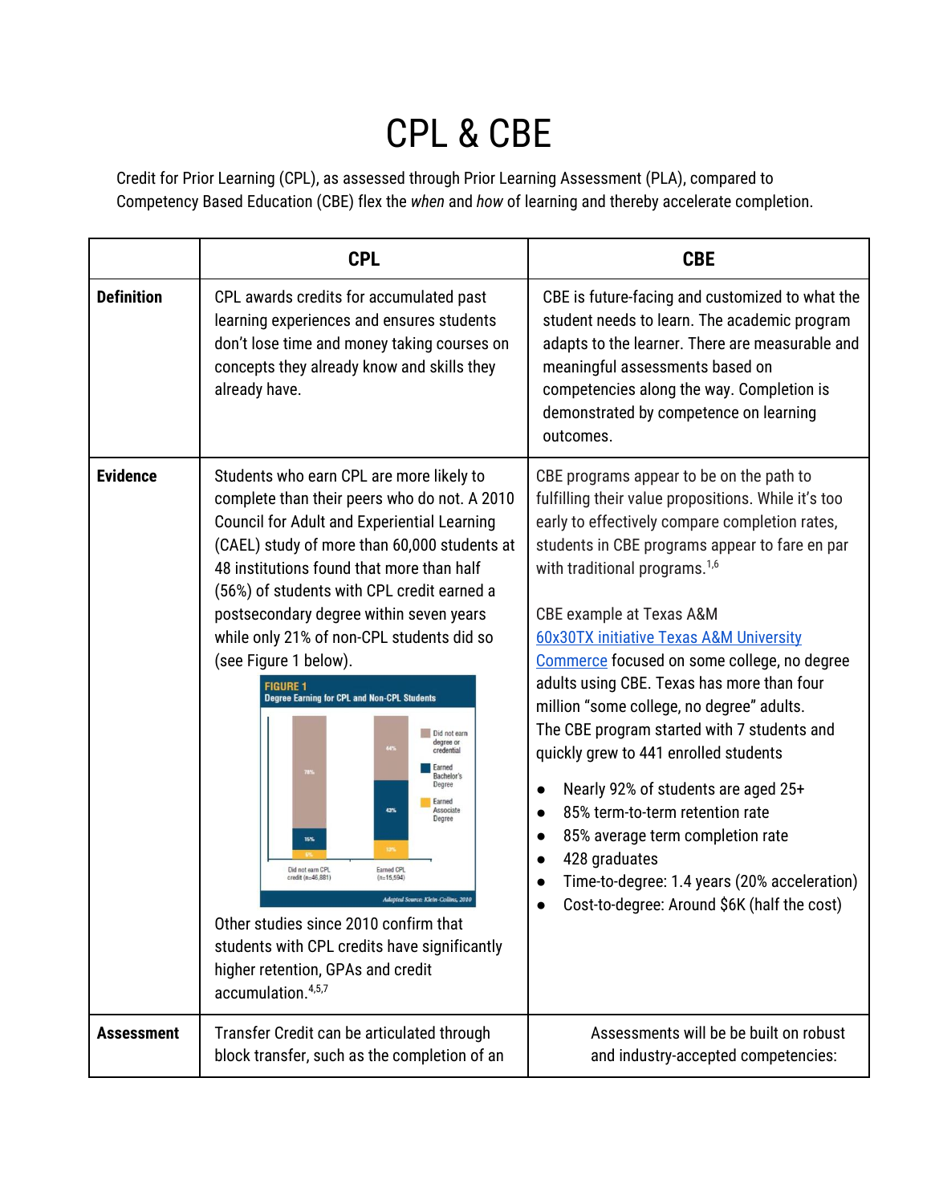# CPL & CBE

Credit for Prior Learning (CPL), as assessed through Prior Learning Assessment (PLA), compared to Competency Based Education (CBE) flex the *when* and *how* of learning and thereby accelerate completion.

| | CPL | CBE |
|---|---|---|
| **Definition** | CPL awards credits for accumulated past learning experiences and ensures students don't lose time and money taking courses on concepts they already know and skills they already have. | CBE is future-facing and customized to what the student needs to learn. The academic program adapts to the learner. There are measurable and meaningful assessments based on competencies along the way. Completion is demonstrated by competence on learning outcomes. |
| **Evidence** | Students who earn CPL are more likely to complete than their peers who do not. A 2010 Council for Adult and Experiential Learning (CAEL) study of more than 60,000 students at 48 institutions found that more than half (56%) of students with CPL credit earned a postsecondary degree within seven years while only 21% of non-CPL students did so (see Figure 1 below).<br><br>**FIGURE 1** Degree Earning for CPL and Non-CPL Students<br>Did not earn CPL credit (n=46,881): Did not earn degree or credential 78%; Earned Bachelor's Degree 15%; Earned Associate Degree 6%<br>Earned CPL (n=15,594): Did not earn degree or credential 44%; Earned Bachelor's Degree 43%; Earned Associate Degree 13%<br>*Adapted Source: Klein-Collins, 2010*<br><br>Other studies since 2010 confirm that students with CPL credits have significantly higher retention, GPAs and credit accumulation.[4,5,7] | CBE programs appear to be on the path to fulfilling their value propositions. While it's too early to effectively compare completion rates, students in CBE programs appear to fare en par with traditional programs.[1,6]<br><br>CBE example at Texas A&M<br>[60x30TX initiative Texas A&M University Commerce]() focused on some college, no degree adults using CBE. Texas has more than four million "some college, no degree" adults.<br>The CBE program started with 7 students and quickly grew to 441 enrolled students<br><br>• Nearly 92% of students are aged 25+<br>• 85% term-to-term retention rate<br>• 85% average term completion rate<br>• 428 graduates<br>• Time-to-degree: 1.4 years (20% acceleration)<br>• Cost-to-degree: Around $6K (half the cost) |
| **Assessment** | Transfer Credit can be articulated through block transfer, such as the completion of an | Assessments will be be built on robust and industry-accepted competencies: |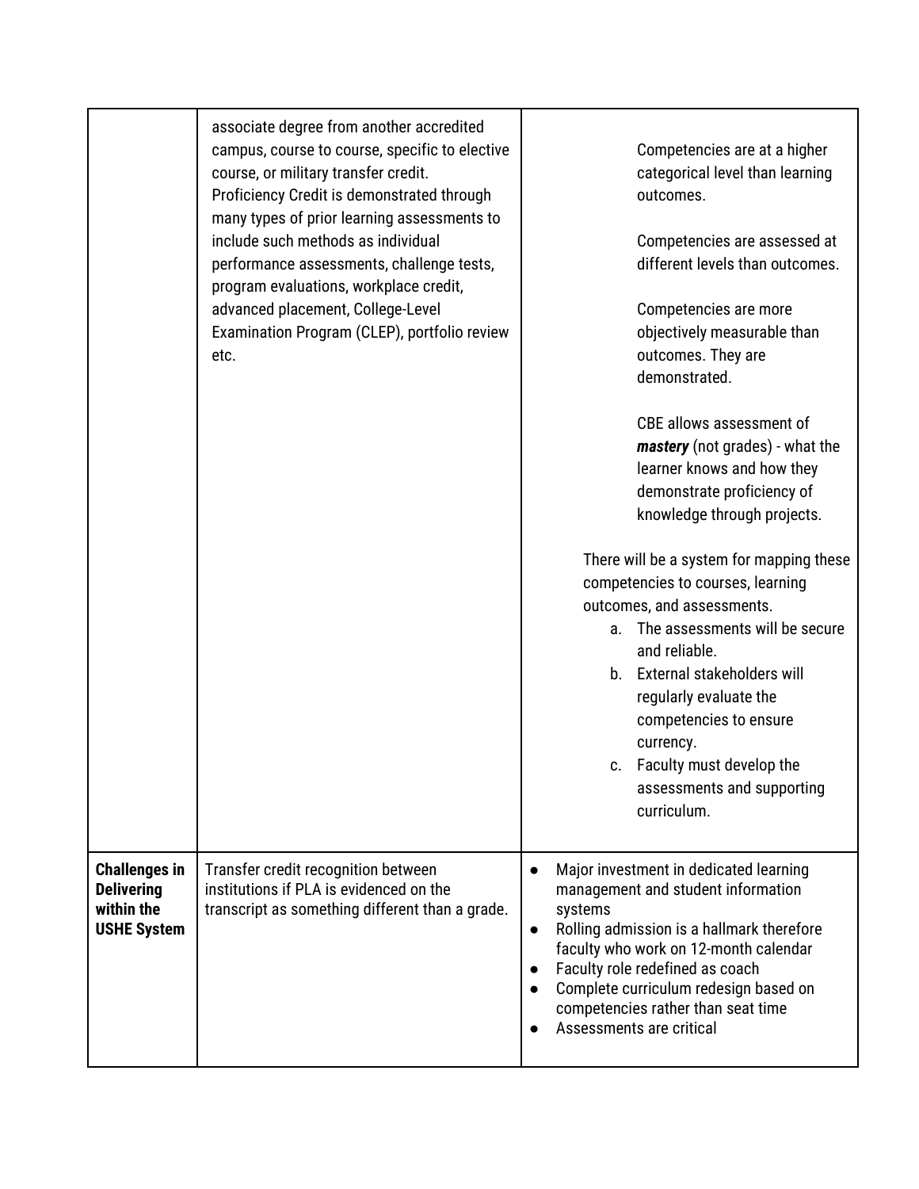| | | |
|---|---|---|
| | associate degree from another accredited campus, course to course, specific to elective course, or military transfer credit.<br>Proficiency Credit is demonstrated through many types of prior learning assessments to include such methods as individual performance assessments, challenge tests, program evaluations, workplace credit, advanced placement, College-Level Examination Program (CLEP), portfolio review etc. | Competencies are at a higher categorical level than learning outcomes.<br><br>Competencies are assessed at different levels than outcomes.<br><br>Competencies are more objectively measurable than outcomes. They are demonstrated.<br><br>CBE allows assessment of ***mastery*** (not grades) - what the learner knows and how they demonstrate proficiency of knowledge through projects.<br><br>There will be a system for mapping these competencies to courses, learning outcomes, and assessments.<br>a. The assessments will be secure and reliable.<br>b. External stakeholders will regularly evaluate the competencies to ensure currency.<br>c. Faculty must develop the assessments and supporting curriculum. |
| **Challenges in Delivering within the USHE System** | Transfer credit recognition between institutions if PLA is evidenced on the transcript as something different than a grade. | • Major investment in dedicated learning management and student information systems<br>• Rolling admission is a hallmark therefore faculty who work on 12-month calendar<br>• Faculty role redefined as coach<br>• Complete curriculum redesign based on competencies rather than seat time<br>• Assessments are critical |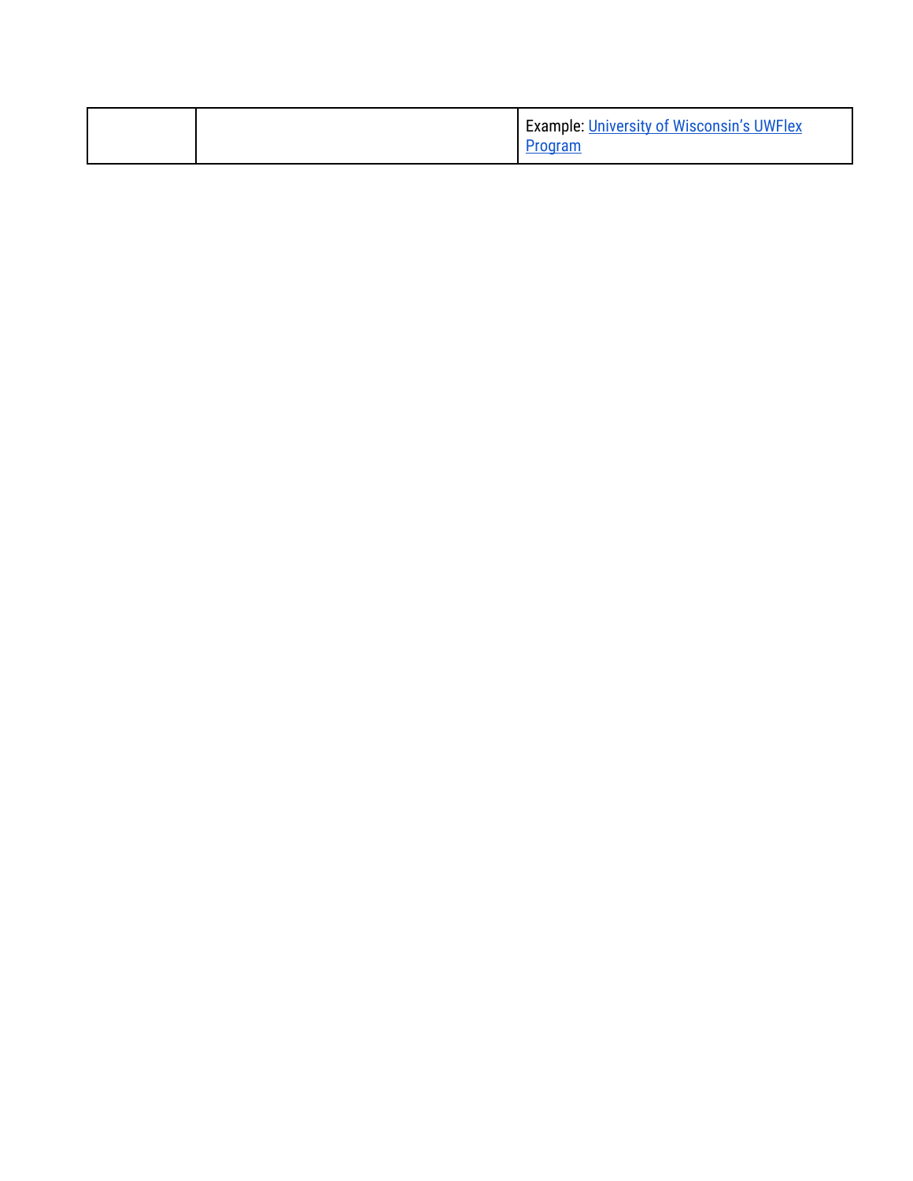| | | |
|---|---|---|
| | | Example: [University of Wisconsin's UWFlex Program]() |